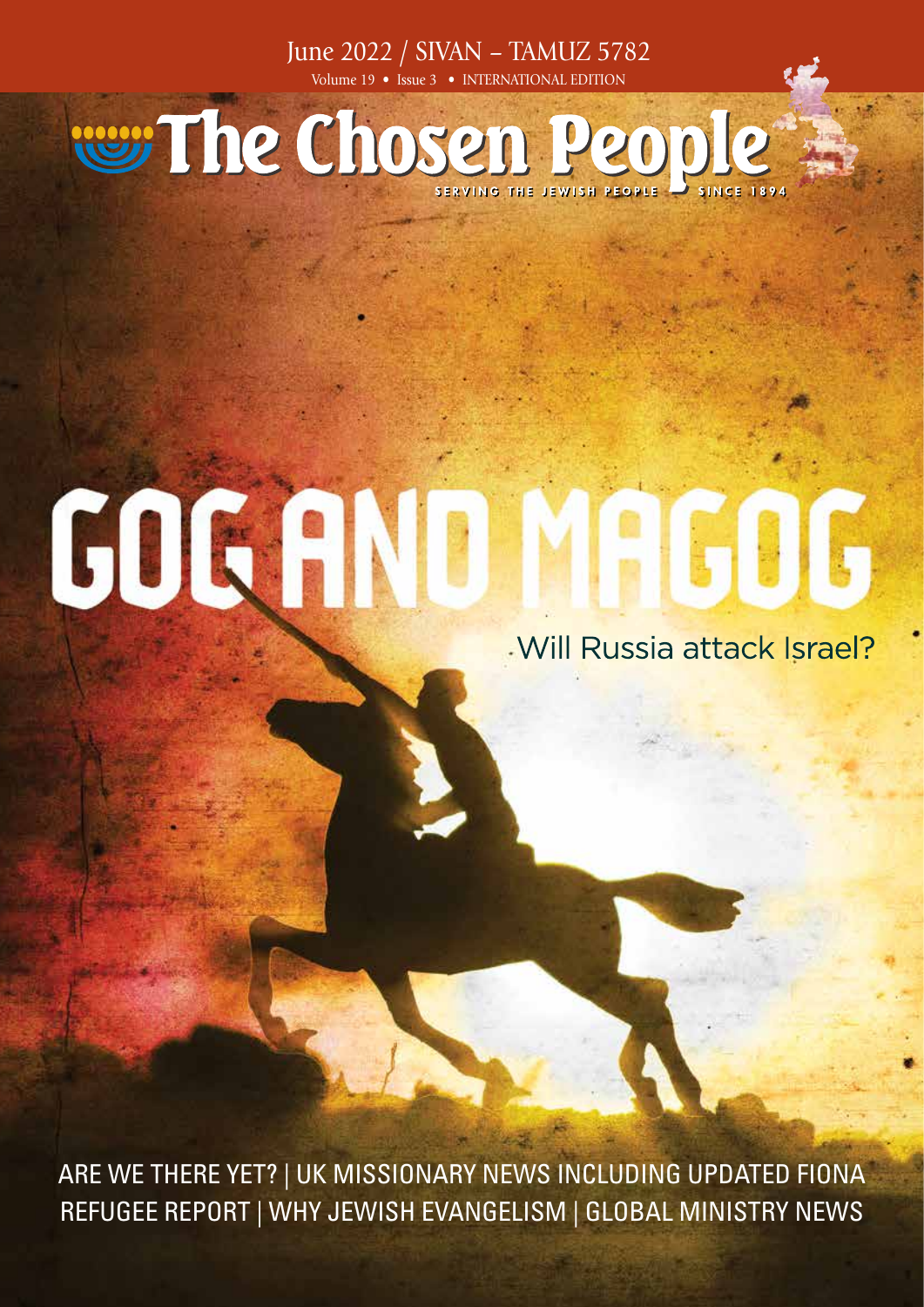June 2022 / SIVAN – TAMUZ 5782

Volume 19 • Issue 3 • INTERNATIONAL EDITION

# The Chosen People

SERVING THE JEWISH PEOPLE SINCE 1894

# GOG AND MAGOG

## Will Russia attack Israel?

ARE WE THERE YET? | UK MISSIONARY NEWS INCLUDING UPDATED FIONA REFUGEE REPORT | WHY JEWISH EVANGELISM | GLOBAL MINISTRY NEWS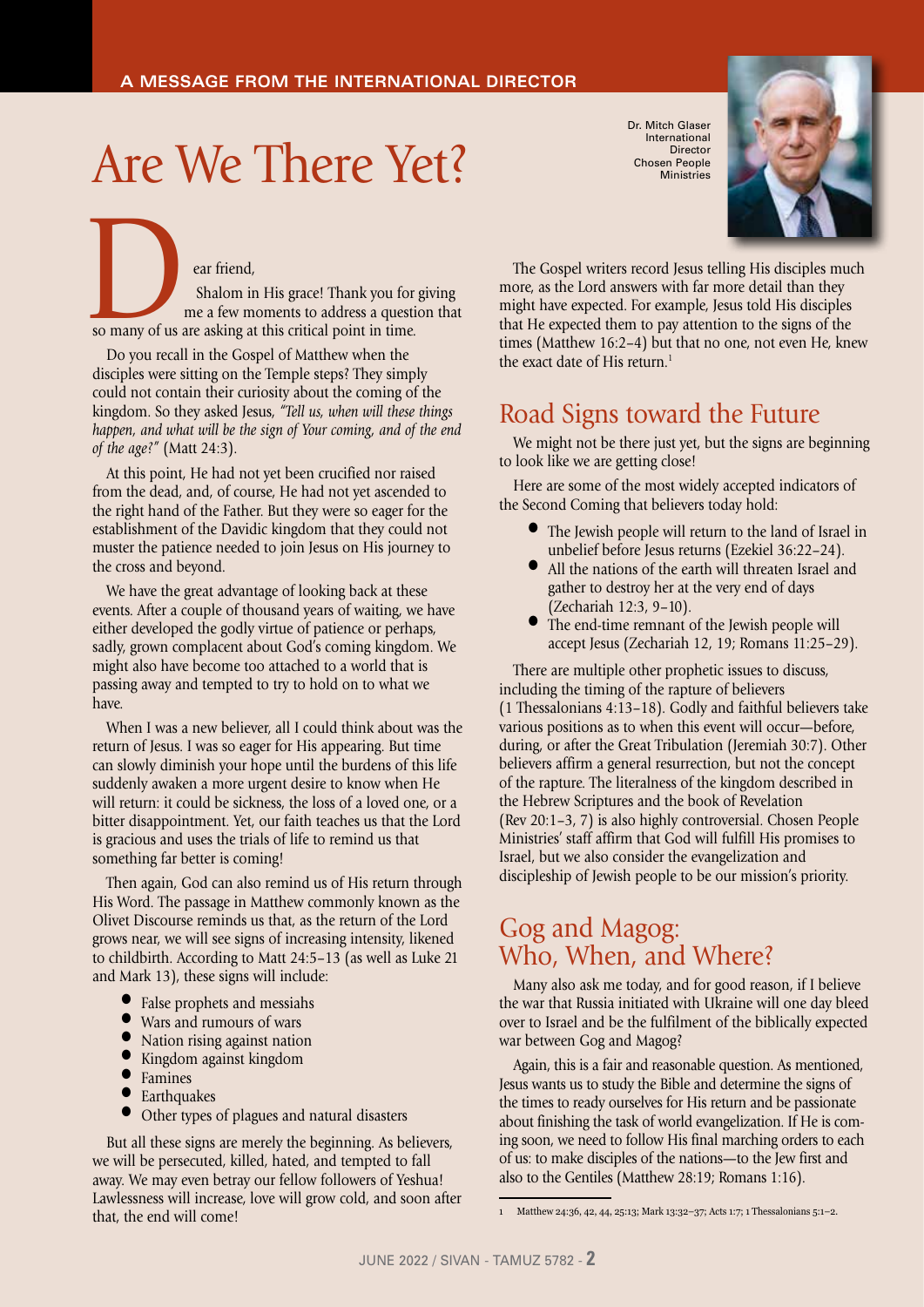A MESSAGE FROM THE INTERNATIONAL DIRECTOR

# Are We There Yet?

Dr. Mitch Glaser
International Director
Chosen People Ministries

Dear friend,

Shalom in His grace! Thank you for giving me a few moments to address a question that so many of us are asking at this critical point in time.

Do you recall in the Gospel of Matthew when the disciples were sitting on the Temple steps? They simply could not contain their curiosity about the coming of the kingdom. So they asked Jesus, *"Tell us, when will these things happen, and what will be the sign of Your coming, and of the end of the age?"* (Matt 24:3).

At this point, He had not yet been crucified nor raised from the dead, and, of course, He had not yet ascended to the right hand of the Father. But they were so eager for the establishment of the Davidic kingdom that they could not muster the patience needed to join Jesus on His journey to the cross and beyond.

We have the great advantage of looking back at these events. After a couple of thousand years of waiting, we have either developed the godly virtue of patience or perhaps, sadly, grown complacent about God's coming kingdom. We might also have become too attached to a world that is passing away and tempted to try to hold on to what we have.

When I was a new believer, all I could think about was the return of Jesus. I was so eager for His appearing. But time can slowly diminish your hope until the burdens of this life suddenly awaken a more urgent desire to know when He will return: it could be sickness, the loss of a loved one, or a bitter disappointment. Yet, our faith teaches us that the Lord is gracious and uses the trials of life to remind us that something far better is coming!

Then again, God can also remind us of His return through His Word. The passage in Matthew commonly known as the Olivet Discourse reminds us that, as the return of the Lord grows near, we will see signs of increasing intensity, likened to childbirth. According to Matt 24:5–13 (as well as Luke 21 and Mark 13), these signs will include:

- False prophets and messiahs
- Wars and rumours of wars
- Nation rising against nation
- Kingdom against kingdom
- Famines
- Earthquakes
- Other types of plagues and natural disasters

But all these signs are merely the beginning. As believers, we will be persecuted, killed, hated, and tempted to fall away. We may even betray our fellow followers of Yeshua! Lawlessness will increase, love will grow cold, and soon after that, the end will come!

The Gospel writers record Jesus telling His disciples much more, as the Lord answers with far more detail than they might have expected. For example, Jesus told His disciples that He expected them to pay attention to the signs of the times (Matthew 16:2–4) but that no one, not even He, knew the exact date of His return.[1]

## Road Signs toward the Future

We might not be there just yet, but the signs are beginning to look like we are getting close!

Here are some of the most widely accepted indicators of the Second Coming that believers today hold:

- The Jewish people will return to the land of Israel in unbelief before Jesus returns (Ezekiel 36:22–24).
- All the nations of the earth will threaten Israel and gather to destroy her at the very end of days (Zechariah 12:3, 9–10).
- The end-time remnant of the Jewish people will accept Jesus (Zechariah 12, 19; Romans 11:25–29).

There are multiple other prophetic issues to discuss, including the timing of the rapture of believers (1 Thessalonians 4:13–18). Godly and faithful believers take various positions as to when this event will occur—before, during, or after the Great Tribulation (Jeremiah 30:7). Other believers affirm a general resurrection, but not the concept of the rapture. The literalness of the kingdom described in the Hebrew Scriptures and the book of Revelation (Rev 20:1–3, 7) is also highly controversial. Chosen People Ministries' staff affirm that God will fulfill His promises to Israel, but we also consider the evangelization and discipleship of Jewish people to be our mission's priority.

## Gog and Magog: Who, When, and Where?

Many also ask me today, and for good reason, if I believe the war that Russia initiated with Ukraine will one day bleed over to Israel and be the fulfilment of the biblically expected war between Gog and Magog?

Again, this is a fair and reasonable question. As mentioned, Jesus wants us to study the Bible and determine the signs of the times to ready ourselves for His return and be passionate about finishing the task of world evangelization. If He is coming soon, we need to follow His final marching orders to each of us: to make disciples of the nations—to the Jew first and also to the Gentiles (Matthew 28:19; Romans 1:16).

---

[1] Matthew 24:36, 42, 44, 25:13; Mark 13:32–37; Acts 1:7; 1 Thessalonians 5:1–2.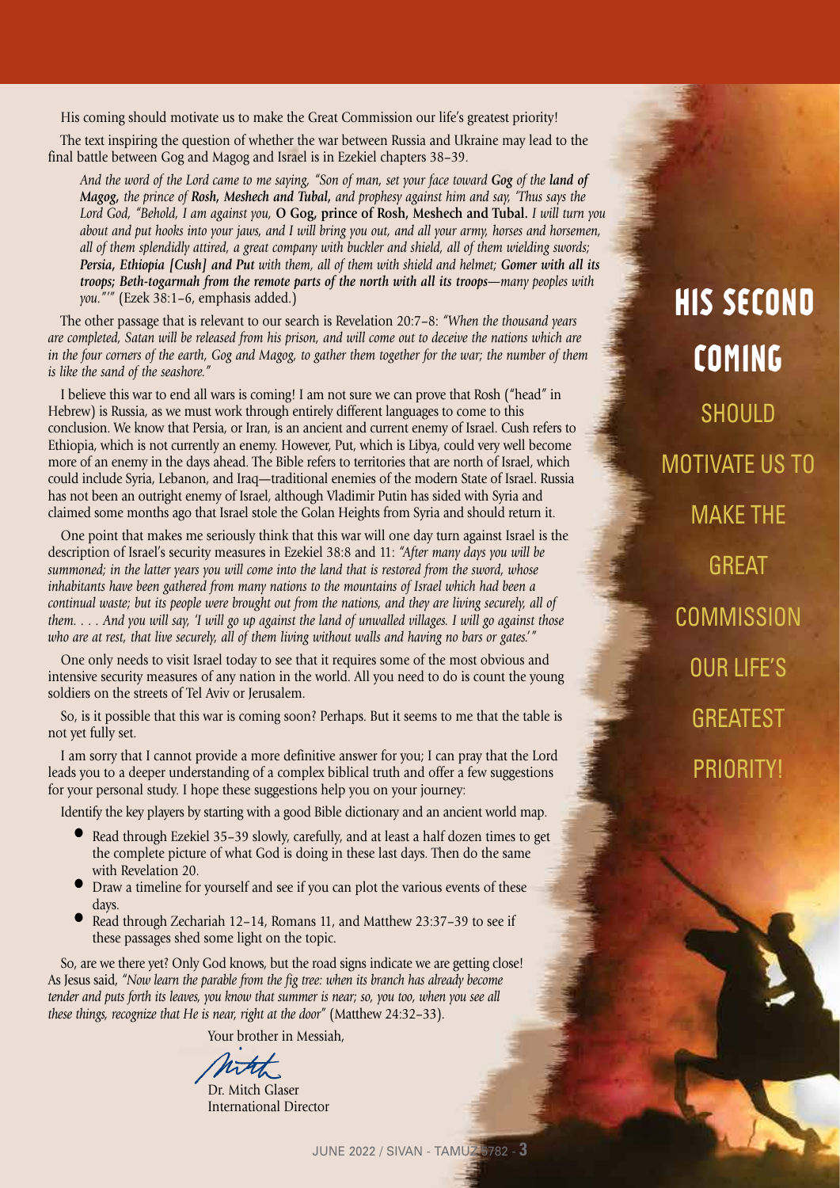His coming should motivate us to make the Great Commission our life's greatest priority!

The text inspiring the question of whether the war between Russia and Ukraine may lead to the final battle between Gog and Magog and Israel is in Ezekiel chapters 38–39.

> *And the word of the Lord came to me saying, "Son of man, set your face toward **Gog** of the **land of Magog,** the prince of **Rosh, Meshech and Tubal,** and prophesy against him and say, 'Thus says the Lord God, "Behold, I am against you,* **O Gog, prince of Rosh, Meshech and Tubal.** *I will turn you about and put hooks into your jaws, and I will bring you out, and all your army, horses and horsemen, all of them splendidly attired, a great company with buckler and shield, all of them wielding swords; **Persia, Ethiopia [Cush] and Put** with them, all of them with shield and helmet; **Gomer with all its troops; Beth-togarmah from the remote parts of the north with all its troops**—many peoples with you."'"* (Ezek 38:1–6, emphasis added.)

The other passage that is relevant to our search is Revelation 20:7–8: *"When the thousand years are completed, Satan will be released from his prison, and will come out to deceive the nations which are in the four corners of the earth, Gog and Magog, to gather them together for the war; the number of them is like the sand of the seashore."*

I believe this war to end all wars is coming! I am not sure we can prove that Rosh ("head" in Hebrew) is Russia, as we must work through entirely different languages to come to this conclusion. We know that Persia, or Iran, is an ancient and current enemy of Israel. Cush refers to Ethiopia, which is not currently an enemy. However, Put, which is Libya, could very well become more of an enemy in the days ahead. The Bible refers to territories that are north of Israel, which could include Syria, Lebanon, and Iraq—traditional enemies of the modern State of Israel. Russia has not been an outright enemy of Israel, although Vladimir Putin has sided with Syria and claimed some months ago that Israel stole the Golan Heights from Syria and should return it.

One point that makes me seriously think that this war will one day turn against Israel is the description of Israel's security measures in Ezekiel 38:8 and 11: *"After many days you will be summoned; in the latter years you will come into the land that is restored from the sword, whose inhabitants have been gathered from many nations to the mountains of Israel which had been a continual waste; but its people were brought out from the nations, and they are living securely, all of them. . . . And you will say, 'I will go up against the land of unwalled villages. I will go against those who are at rest, that live securely, all of them living without walls and having no bars or gates.'"*

One only needs to visit Israel today to see that it requires some of the most obvious and intensive security measures of any nation in the world. All you need to do is count the young soldiers on the streets of Tel Aviv or Jerusalem.

So, is it possible that this war is coming soon? Perhaps. But it seems to me that the table is not yet fully set.

I am sorry that I cannot provide a more definitive answer for you; I can pray that the Lord leads you to a deeper understanding of a complex biblical truth and offer a few suggestions for your personal study. I hope these suggestions help you on your journey:

Identify the key players by starting with a good Bible dictionary and an ancient world map.

- Read through Ezekiel 35–39 slowly, carefully, and at least a half dozen times to get the complete picture of what God is doing in these last days. Then do the same with Revelation 20.
- Draw a timeline for yourself and see if you can plot the various events of these days.
- Read through Zechariah 12–14, Romans 11, and Matthew 23:37–39 to see if these passages shed some light on the topic.

So, are we there yet? Only God knows, but the road signs indicate we are getting close! As Jesus said, *"Now learn the parable from the fig tree: when its branch has already become tender and puts forth its leaves, you know that summer is near; so, you too, when you see all these things, recognize that He is near, right at the door"* (Matthew 24:32–33).

Your brother in Messiah,

Dr. Mitch Glaser
International Director

**HIS SECOND COMING SHOULD MOTIVATE US TO MAKE THE GREAT COMMISSION OUR LIFE'S GREATEST PRIORITY!**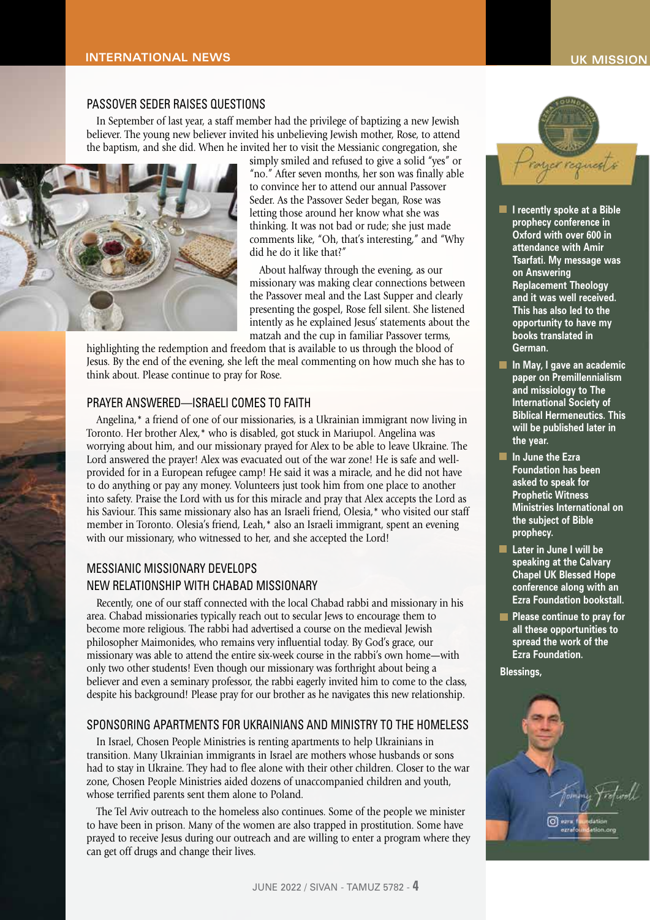## PASSOVER SEDER RAISES QUESTIONS

In September of last year, a staff member had the privilege of baptizing a new Jewish believer. The young new believer invited his unbelieving Jewish mother, Rose, to attend the baptism, and she did. When he invited her to visit the Messianic congregation, she simply smiled and refused to give a solid "yes" or "no." After seven months, her son was finally able to convince her to attend our annual Passover Seder. As the Passover Seder began, Rose was letting those around her know what she was thinking. It was not bad or rude; she just made comments like, "Oh, that's interesting," and "Why did he do it like that?"

About halfway through the evening, as our missionary was making clear connections between the Passover meal and the Last Supper and clearly presenting the gospel, Rose fell silent. She listened intently as he explained Jesus' statements about the matzah and the cup in familiar Passover terms, highlighting the redemption and freedom that is available to us through the blood of Jesus. By the end of the evening, she left the meal commenting on how much she has to think about. Please continue to pray for Rose.

## PRAYER ANSWERED—ISRAELI COMES TO FAITH

Angelina,* a friend of one of our missionaries, is a Ukrainian immigrant now living in Toronto. Her brother Alex,* who is disabled, got stuck in Mariupol. Angelina was worrying about him, and our missionary prayed for Alex to be able to leave Ukraine. The Lord answered the prayer! Alex was evacuated out of the war zone! He is safe and well-provided for in a European refugee camp! He said it was a miracle, and he did not have to do anything or pay any money. Volunteers just took him from one place to another into safety. Praise the Lord with us for this miracle and pray that Alex accepts the Lord as his Saviour. This same missionary also has an Israeli friend, Olesia,* who visited our staff member in Toronto. Olesia's friend, Leah,* also an Israeli immigrant, spent an evening with our missionary, who witnessed to her, and she accepted the Lord!

## MESSIANIC MISSIONARY DEVELOPS NEW RELATIONSHIP WITH CHABAD MISSIONARY

Recently, one of our staff connected with the local Chabad rabbi and missionary in his area. Chabad missionaries typically reach out to secular Jews to encourage them to become more religious. The rabbi had advertised a course on the medieval Jewish philosopher Maimonides, who remains very influential today. By God's grace, our missionary was able to attend the entire six-week course in the rabbi's own home—with only two other students! Even though our missionary was forthright about being a believer and even a seminary professor, the rabbi eagerly invited him to come to the class, despite his background! Please pray for our brother as he navigates this new relationship.

## SPONSORING APARTMENTS FOR UKRAINIANS AND MINISTRY TO THE HOMELESS

In Israel, Chosen People Ministries is renting apartments to help Ukrainians in transition. Many Ukrainian immigrants in Israel are mothers whose husbands or sons had to stay in Ukraine. They had to flee alone with their other children. Closer to the war zone, Chosen People Ministries aided dozens of unaccompanied children and youth, whose terrified parents sent them alone to Poland.

The Tel Aviv outreach to the homeless also continues. Some of the people we minister to have been in prison. Many of the women are also trapped in prostitution. Some have prayed to receive Jesus during our outreach and are willing to enter a program where they can get off drugs and change their lives.

## UK MISSION

### Prayer requests

- **I recently spoke at a Bible prophecy conference in Oxford with over 600 in attendance with Amir Tsarfati. My message was on Answering Replacement Theology and it was well received. This has also led to the opportunity to have my books translated in German.**
- **In May, I gave an academic paper on Premillennialism and missiology to The International Society of Biblical Hermeneutics. This will be published later in the year.**
- **In June the Ezra Foundation has been asked to speak for Prophetic Witness Ministries International on the subject of Bible prophecy.**
- **Later in June I will be speaking at the Calvary Chapel UK Blessed Hope conference along with an Ezra Foundation bookstall.**
- **Please continue to pray for all these opportunities to spread the work of the Ezra Foundation.**

**Blessings,**

Tommy Fretwell

ezra foundation
ezrafoundation.org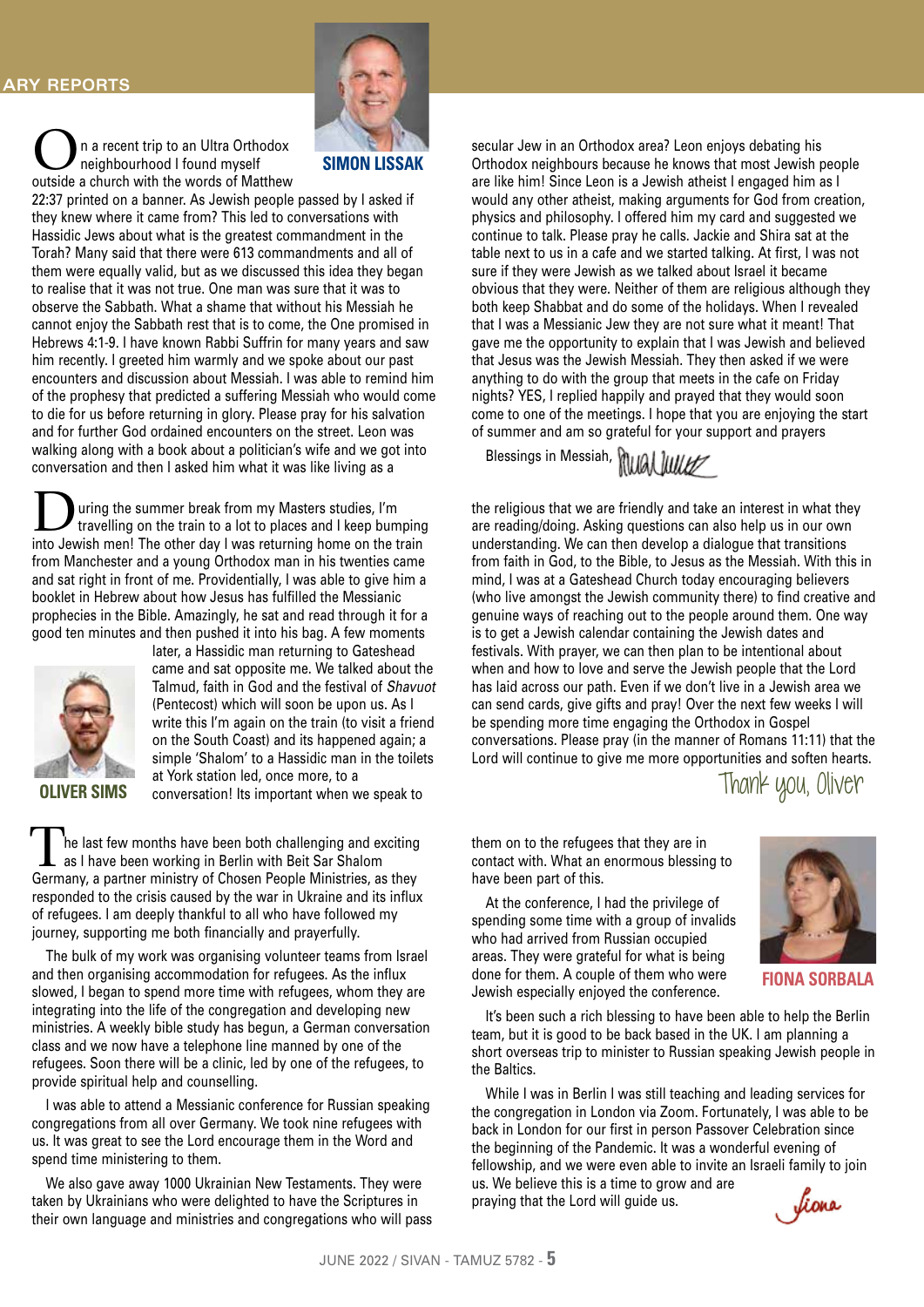## SIMON LISSAK

On a recent trip to an Ultra Orthodox neighbourhood I found myself outside a church with the words of Matthew 22:37 printed on a banner. As Jewish people passed by I asked if they knew where it came from? This led to conversations with Hassidic Jews about what is the greatest commandment in the Torah? Many said that there were 613 commandments and all of them were equally valid, but as we discussed this idea they began to realise that it was not true. One man was sure that it was to observe the Sabbath. What a shame that without his Messiah he cannot enjoy the Sabbath rest that is to come, the One promised in Hebrews 4:1-9. I have known Rabbi Suffrin for many years and saw him recently. I greeted him warmly and we spoke about our past encounters and discussion about Messiah. I was able to remind him of the prophesy that predicted a suffering Messiah who would come to die for us before returning in glory. Please pray for his salvation and for further God ordained encounters on the street. Leon was walking along with a book about a politician's wife and we got into conversation and then I asked him what it was like living as a secular Jew in an Orthodox area? Leon enjoys debating his Orthodox neighbours because he knows that most Jewish people are like him! Since Leon is a Jewish atheist I engaged him as I would any other atheist, making arguments for God from creation, physics and philosophy. I offered him my card and suggested we continue to talk. Please pray he calls. Jackie and Shira sat at the table next to us in a cafe and we started talking. At first, I was not sure if they were Jewish as we talked about Israel it became obvious that they were. Neither of them are religious although they both keep Shabbat and do some of the holidays. When I revealed that I was a Messianic Jew they are not sure what it meant! That gave me the opportunity to explain that I was Jewish and believed that Jesus was the Jewish Messiah. They then asked if we were anything to do with the group that meets in the cafe on Friday nights? YES, I replied happily and prayed that they would soon come to one of the meetings. I hope that you are enjoying the start of summer and am so grateful for your support and prayers

Blessings in Messiah, *Simon Lissak*

## OLIVER SIMS

During the summer break from my Masters studies, I'm travelling on the train to a lot to places and I keep bumping into Jewish men! The other day I was returning home on the train from Manchester and a young Orthodox man in his twenties came and sat right in front of me. Providentially, I was able to give him a booklet in Hebrew about how Jesus has fulfilled the Messianic prophecies in the Bible. Amazingly, he sat and read through it for a good ten minutes and then pushed it into his bag. A few moments later, a Hassidic man returning to Gateshead came and sat opposite me. We talked about the Talmud, faith in God and the festival of *Shavuot* (Pentecost) which will soon be upon us. As I write this I'm again on the train (to visit a friend on the South Coast) and its happened again; a simple 'Shalom' to a Hassidic man in the toilets at York station led, once more, to a conversation! Its important when we speak to the religious that we are friendly and take an interest in what they are reading/doing. Asking questions can also help us in our own understanding. We can then develop a dialogue that transitions from faith in God, to the Bible, to Jesus as the Messiah. With this in mind, I was at a Gateshead Church today encouraging believers (who live amongst the Jewish community there) to find creative and genuine ways of reaching out to the people around them. One way is to get a Jewish calendar containing the Jewish dates and festivals. With prayer, we can then plan to be intentional about when and how to love and serve the Jewish people that the Lord has laid across our path. Even if we don't live in a Jewish area we can send cards, give gifts and pray! Over the next few weeks I will be spending more time engaging the Orthodox in Gospel conversations. Please pray (in the manner of Romans 11:11) that the Lord will continue to give me more opportunities and soften hearts.

*Thank you, Oliver*

## FIONA SORBALA

The last few months have been both challenging and exciting as I have been working in Berlin with Beit Sar Shalom Germany, a partner ministry of Chosen People Ministries, as they responded to the crisis caused by the war in Ukraine and its influx of refugees. I am deeply thankful to all who have followed my journey, supporting me both financially and prayerfully.

The bulk of my work was organising volunteer teams from Israel and then organising accommodation for refugees. As the influx slowed, I began to spend more time with refugees, whom they are integrating into the life of the congregation and developing new ministries. A weekly bible study has begun, a German conversation class and we now have a telephone line manned by one of the refugees. Soon there will be a clinic, led by one of the refugees, to provide spiritual help and counselling.

I was able to attend a Messianic conference for Russian speaking congregations from all over Germany. We took nine refugees with us. It was great to see the Lord encourage them in the Word and spend time ministering to them.

We also gave away 1000 Ukrainian New Testaments. They were taken by Ukrainians who were delighted to have the Scriptures in their own language and ministries and congregations who will pass them on to the refugees that they are in contact with. What an enormous blessing to have been part of this.

At the conference, I had the privilege of spending some time with a group of invalids who had arrived from Russian occupied areas. They were grateful for what is being done for them. A couple of them who were Jewish especially enjoyed the conference.

It's been such a rich blessing to have been able to help the Berlin team, but it is good to be back based in the UK. I am planning a short overseas trip to minister to Russian speaking Jewish people in the Baltics.

While I was in Berlin I was still teaching and leading services for the congregation in London via Zoom. Fortunately, I was able to be back in London for our first in person Passover Celebration since the beginning of the Pandemic. It was a wonderful evening of fellowship, and we were even able to invite an Israeli family to join us. We believe this is a time to grow and are praying that the Lord will guide us.

*Fiona*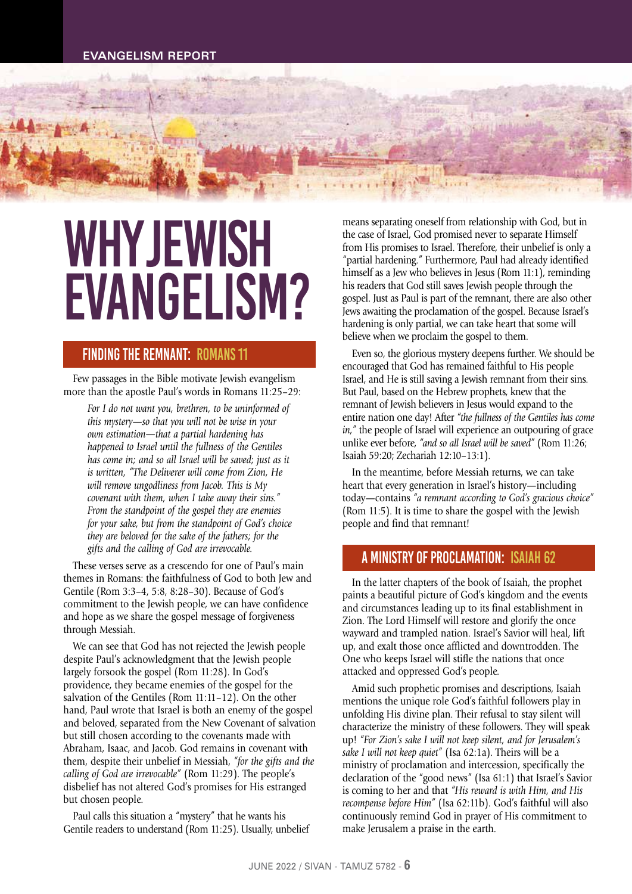EVANGELISM REPORT

# WHY JEWISH EVANGELISM?

## FINDING THE REMNANT: ROMANS 11

Few passages in the Bible motivate Jewish evangelism more than the apostle Paul's words in Romans 11:25–29:

> *For I do not want you, brethren, to be uninformed of this mystery—so that you will not be wise in your own estimation—that a partial hardening has happened to Israel until the fullness of the Gentiles has come in; and so all Israel will be saved; just as it is written, "The Deliverer will come from Zion, He will remove ungodliness from Jacob. This is My covenant with them, when I take away their sins." From the standpoint of the gospel they are enemies for your sake, but from the standpoint of God's choice they are beloved for the sake of the fathers; for the gifts and the calling of God are irrevocable.*

These verses serve as a crescendo for one of Paul's main themes in Romans: the faithfulness of God to both Jew and Gentile (Rom 3:3–4, 5:8, 8:28–30). Because of God's commitment to the Jewish people, we can have confidence and hope as we share the gospel message of forgiveness through Messiah.

We can see that God has not rejected the Jewish people despite Paul's acknowledgment that the Jewish people largely forsook the gospel (Rom 11:28). In God's providence, they became enemies of the gospel for the salvation of the Gentiles (Rom 11:11–12). On the other hand, Paul wrote that Israel is both an enemy of the gospel and beloved, separated from the New Covenant of salvation but still chosen according to the covenants made with Abraham, Isaac, and Jacob. God remains in covenant with them, despite their unbelief in Messiah, *"for the gifts and the calling of God are irrevocable"* (Rom 11:29). The people's disbelief has not altered God's promises for His estranged but chosen people.

Paul calls this situation a "mystery" that he wants his Gentile readers to understand (Rom 11:25). Usually, unbelief means separating oneself from relationship with God, but in the case of Israel, God promised never to separate Himself from His promises to Israel. Therefore, their unbelief is only a "partial hardening." Furthermore, Paul had already identified himself as a Jew who believes in Jesus (Rom 11:1), reminding his readers that God still saves Jewish people through the gospel. Just as Paul is part of the remnant, there are also other Jews awaiting the proclamation of the gospel. Because Israel's hardening is only partial, we can take heart that some will believe when we proclaim the gospel to them.

Even so, the glorious mystery deepens further. We should be encouraged that God has remained faithful to His people Israel, and He is still saving a Jewish remnant from their sins. But Paul, based on the Hebrew prophets, knew that the remnant of Jewish believers in Jesus would expand to the entire nation one day! After *"the fullness of the Gentiles has come in,"* the people of Israel will experience an outpouring of grace unlike ever before, *"and so all Israel will be saved"* (Rom 11:26; Isaiah 59:20; Zechariah 12:10–13:1).

In the meantime, before Messiah returns, we can take heart that every generation in Israel's history—including today—contains *"a remnant according to God's gracious choice"* (Rom 11:5). It is time to share the gospel with the Jewish people and find that remnant!

## A MINISTRY OF PROCLAMATION: ISAIAH 62

In the latter chapters of the book of Isaiah, the prophet paints a beautiful picture of God's kingdom and the events and circumstances leading up to its final establishment in Zion. The Lord Himself will restore and glorify the once wayward and trampled nation. Israel's Savior will heal, lift up, and exalt those once afflicted and downtrodden. The One who keeps Israel will stifle the nations that once attacked and oppressed God's people.

Amid such prophetic promises and descriptions, Isaiah mentions the unique role God's faithful followers play in unfolding His divine plan. Their refusal to stay silent will characterize the ministry of these followers. They will speak up! *"For Zion's sake I will not keep silent, and for Jerusalem's sake I will not keep quiet"* (Isa 62:1a). Theirs will be a ministry of proclamation and intercession, specifically the declaration of the "good news" (Isa 61:1) that Israel's Savior is coming to her and that *"His reward is with Him, and His recompense before Him"* (Isa 62:11b). God's faithful will also continuously remind God in prayer of His commitment to make Jerusalem a praise in the earth.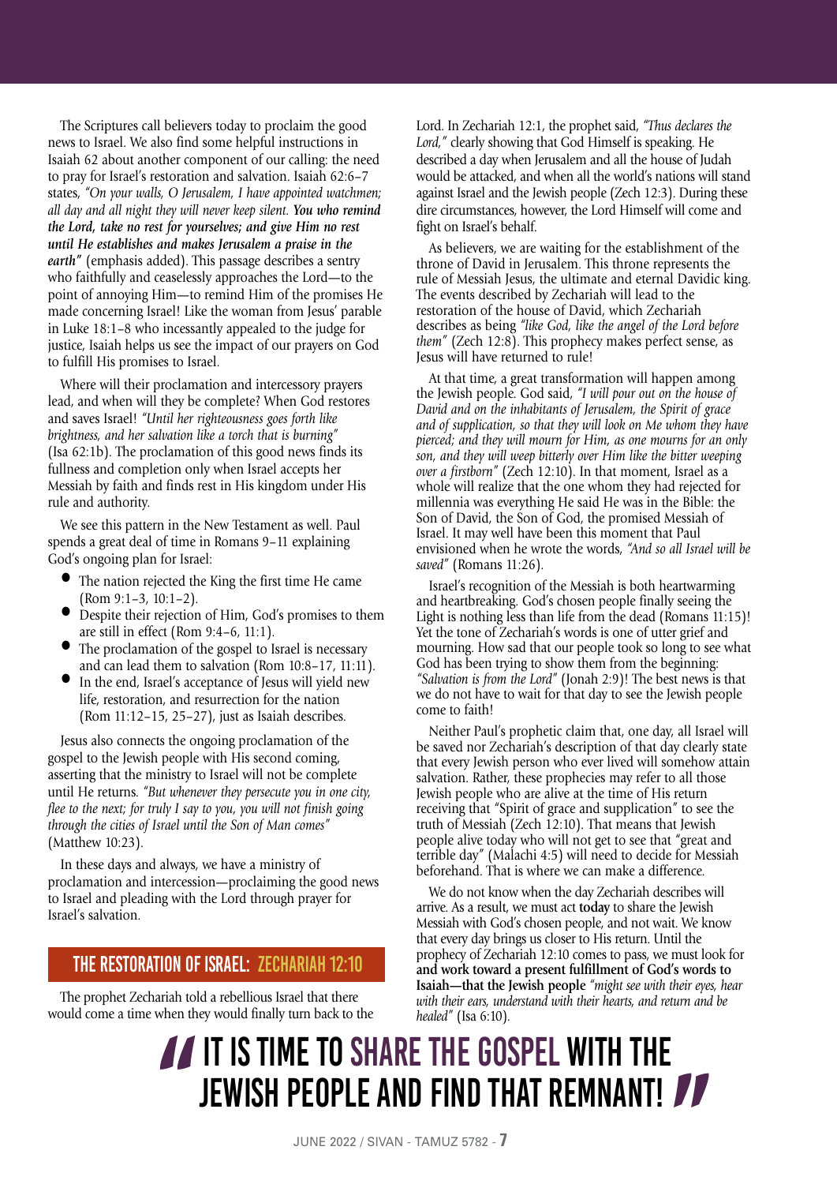The Scriptures call believers today to proclaim the good news to Israel. We also find some helpful instructions in Isaiah 62 about another component of our calling: the need to pray for Israel's restoration and salvation. Isaiah 62:6–7 states, *"On your walls, O Jerusalem, I have appointed watchmen; all day and all night they will never keep silent.* ***You who remind the Lord, take no rest for yourselves; and give Him no rest until He establishes and makes Jerusalem a praise in the earth"*** (emphasis added). This passage describes a sentry who faithfully and ceaselessly approaches the Lord—to the point of annoying Him—to remind Him of the promises He made concerning Israel! Like the woman from Jesus' parable in Luke 18:1–8 who incessantly appealed to the judge for justice, Isaiah helps us see the impact of our prayers on God to fulfill His promises to Israel.

Where will their proclamation and intercessory prayers lead, and when will they be complete? When God restores and saves Israel! *"Until her righteousness goes forth like brightness, and her salvation like a torch that is burning"* (Isa 62:1b). The proclamation of this good news finds its fullness and completion only when Israel accepts her Messiah by faith and finds rest in His kingdom under His rule and authority.

We see this pattern in the New Testament as well. Paul spends a great deal of time in Romans 9–11 explaining God's ongoing plan for Israel:

- The nation rejected the King the first time He came (Rom 9:1–3, 10:1–2).
- Despite their rejection of Him, God's promises to them are still in effect (Rom 9:4–6, 11:1).
- The proclamation of the gospel to Israel is necessary and can lead them to salvation (Rom 10:8–17, 11:11).
- In the end, Israel's acceptance of Jesus will yield new life, restoration, and resurrection for the nation (Rom 11:12–15, 25–27), just as Isaiah describes.

Jesus also connects the ongoing proclamation of the gospel to the Jewish people with His second coming, asserting that the ministry to Israel will not be complete until He returns. *"But whenever they persecute you in one city, flee to the next; for truly I say to you, you will not finish going through the cities of Israel until the Son of Man comes"* (Matthew 10:23).

In these days and always, we have a ministry of proclamation and intercession—proclaiming the good news to Israel and pleading with the Lord through prayer for Israel's salvation.

## THE RESTORATION OF ISRAEL: ZECHARIAH 12:10

The prophet Zechariah told a rebellious Israel that there would come a time when they would finally turn back to the Lord. In Zechariah 12:1, the prophet said, *"Thus declares the Lord,"* clearly showing that God Himself is speaking. He described a day when Jerusalem and all the house of Judah would be attacked, and when all the world's nations will stand against Israel and the Jewish people (Zech 12:3). During these dire circumstances, however, the Lord Himself will come and fight on Israel's behalf.

As believers, we are waiting for the establishment of the throne of David in Jerusalem. This throne represents the rule of Messiah Jesus, the ultimate and eternal Davidic king. The events described by Zechariah will lead to the restoration of the house of David, which Zechariah describes as being *"like God, like the angel of the Lord before them"* (Zech 12:8). This prophecy makes perfect sense, as Jesus will have returned to rule!

At that time, a great transformation will happen among the Jewish people. God said, *"I will pour out on the house of David and on the inhabitants of Jerusalem, the Spirit of grace and of supplication, so that they will look on Me whom they have pierced; and they will mourn for Him, as one mourns for an only son, and they will weep bitterly over Him like the bitter weeping over a firstborn"* (Zech 12:10). In that moment, Israel as a whole will realize that the one whom they had rejected for millennia was everything He said He was in the Bible: the Son of David, the Son of God, the promised Messiah of Israel. It may well have been this moment that Paul envisioned when he wrote the words, *"And so all Israel will be saved"* (Romans 11:26).

Israel's recognition of the Messiah is both heartwarming and heartbreaking. God's chosen people finally seeing the Light is nothing less than life from the dead (Romans 11:15)! Yet the tone of Zechariah's words is one of utter grief and mourning. How sad that our people took so long to see what God has been trying to show them from the beginning: *"Salvation is from the Lord"* (Jonah 2:9)! The best news is that we do not have to wait for that day to see the Jewish people come to faith!

Neither Paul's prophetic claim that, one day, all Israel will be saved nor Zechariah's description of that day clearly state that every Jewish person who ever lived will somehow attain salvation. Rather, these prophecies may refer to all those Jewish people who are alive at the time of His return receiving that "Spirit of grace and supplication" to see the truth of Messiah (Zech 12:10). That means that Jewish people alive today who will not get to see that "great and terrible day" (Malachi 4:5) will need to decide for Messiah beforehand. That is where we can make a difference.

We do not know when the day Zechariah describes will arrive. As a result, we must act **today** to share the Jewish Messiah with God's chosen people, and not wait. We know that every day brings us closer to His return. Until the prophecy of Zechariah 12:10 comes to pass, we must look for **and work toward a present fulfillment of God's words to Isaiah—that the Jewish people** *"might see with their eyes, hear with their ears, understand with their hearts, and return and be healed"* (Isa 6:10).

> **"IT IS TIME TO SHARE THE GOSPEL WITH THE JEWISH PEOPLE AND FIND THAT REMNANT!"**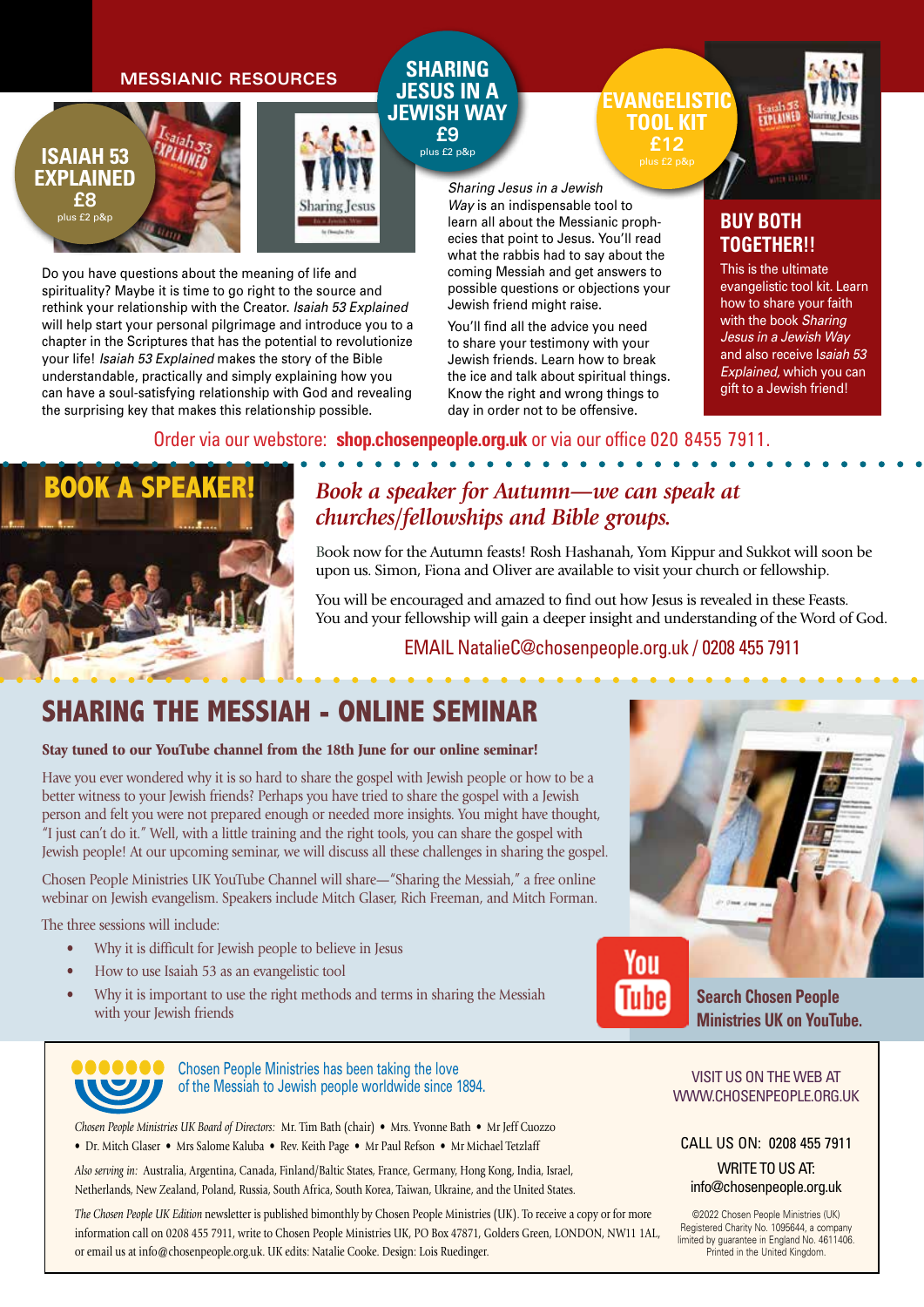## MESSIANIC RESOURCES

**ISAIAH 53 EXPLAINED**
**£8**
plus £2 p&p

**SHARING JESUS IN A JEWISH WAY**
**£9**
plus £2 p&p

**EVANGELISTIC TOOL KIT**
**£12**
plus £2 p&p

Do you have questions about the meaning of life and spirituality? Maybe it is time to go right to the source and rethink your relationship with the Creator. *Isaiah 53 Explained* will help start your personal pilgrimage and introduce you to a chapter in the Scriptures that has the potential to revolutionize your life! *Isaiah 53 Explained* makes the story of the Bible understandable, practically and simply explaining how you can have a soul-satisfying relationship with God and revealing the surprising key that makes this relationship possible.

*Sharing Jesus in a Jewish Way* is an indispensable tool to learn all about the Messianic prophecies that point to Jesus. You'll read what the rabbis had to say about the coming Messiah and get answers to possible questions or objections your Jewish friend might raise.

You'll find all the advice you need to share your testimony with your Jewish friends. Learn how to break the ice and talk about spiritual things. Know the right and wrong things to day in order not to be offensive.

### BUY BOTH TOGETHER!!

This is the ultimate evangelistic tool kit. Learn how to share your faith with the book *Sharing Jesus in a Jewish Way* and also receive *Isaiah 53 Explained*, which you can gift to a Jewish friend!

Order via our webstore: **shop.chosenpeople.org.uk** or via our office 020 8455 7911.

## BOOK A SPEAKER!

### *Book a speaker for Autumn—we can speak at churches/fellowships and Bible groups.*

Book now for the Autumn feasts! Rosh Hashanah, Yom Kippur and Sukkot will soon be upon us. Simon, Fiona and Oliver are available to visit your church or fellowship.

You will be encouraged and amazed to find out how Jesus is revealed in these Feasts. You and your fellowship will gain a deeper insight and understanding of the Word of God.

EMAIL NatalieC@chosenpeople.org.uk / 0208 455 7911

## SHARING THE MESSIAH - ONLINE SEMINAR

**Stay tuned to our YouTube channel from the 18th June for our online seminar!**

Have you ever wondered why it is so hard to share the gospel with Jewish people or how to be a better witness to your Jewish friends? Perhaps you have tried to share the gospel with a Jewish person and felt you were not prepared enough or needed more insights. You might have thought, "I just can't do it." Well, with a little training and the right tools, you can share the gospel with Jewish people! At our upcoming seminar, we will discuss all these challenges in sharing the gospel.

Chosen People Ministries UK YouTube Channel will share—"Sharing the Messiah," a free online webinar on Jewish evangelism. Speakers include Mitch Glaser, Rich Freeman, and Mitch Forman.

The three sessions will include:

- Why it is difficult for Jewish people to believe in Jesus
- How to use Isaiah 53 as an evangelistic tool
- Why it is important to use the right methods and terms in sharing the Messiah with your Jewish friends

**Search Chosen People Ministries UK on YouTube.**

Chosen People Ministries has been taking the love of the Messiah to Jewish people worldwide since 1894.

*Chosen People Ministries UK Board of Directors:* Mr. Tim Bath (chair) • Mrs. Yvonne Bath • Mr Jeff Cuozzo • Dr. Mitch Glaser • Mrs Salome Kaluba • Rev. Keith Page • Mr Paul Refson • Mr Michael Tetzlaff

*Also serving in:* Australia, Argentina, Canada, Finland/Baltic States, France, Germany, Hong Kong, India, Israel, Netherlands, New Zealand, Poland, Russia, South Africa, South Korea, Taiwan, Ukraine, and the United States.

*The Chosen People UK Edition* newsletter is published bimonthly by Chosen People Ministries (UK). To receive a copy or for more information call on 0208 455 7911, write to Chosen People Ministries UK, PO Box 47871, Golders Green, LONDON, NW11 1AL, or email us at info@chosenpeople.org.uk. UK edits: Natalie Cooke. Design: Lois Ruedinger.

VISIT US ON THE WEB AT WWW.CHOSENPEOPLE.ORG.UK

CALL US ON: 0208 455 7911

WRITE TO US AT: info@chosenpeople.org.uk

©2022 Chosen People Ministries (UK) Registered Charity No. 1095644, a company limited by guarantee in England No. 4611406. Printed in the United Kingdom.